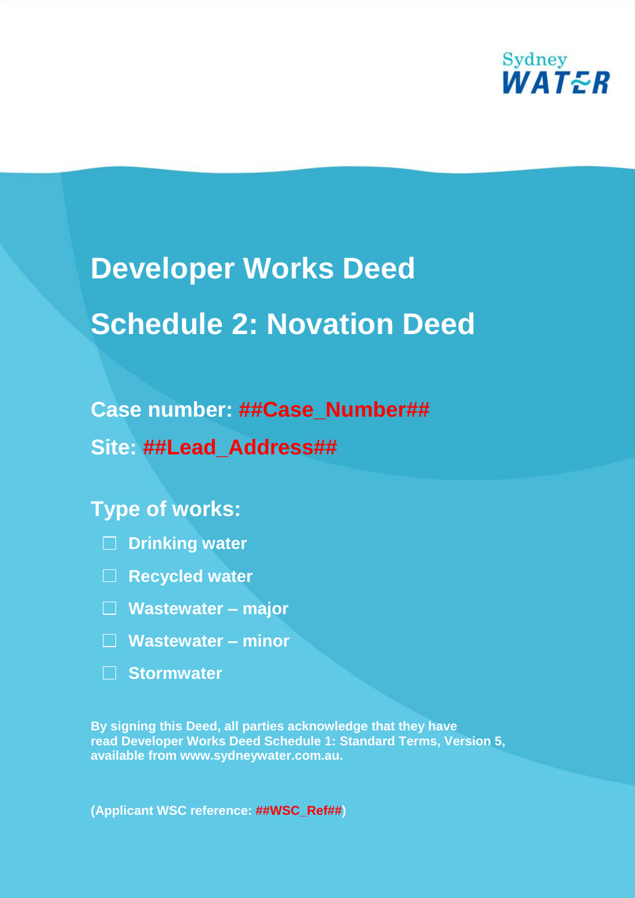Sydney WATER

# Developer Works Deed

# Schedule 2: Novation Deed

**Case number: ##Case_Number##**

**Site: ##Lead_Address##**

## Type of works:

- ☐ Drinking water
- ☐ Recycled water
- ☐ Wastewater – major
- ☐ Wastewater – minor
- ☐ Stormwater

**By signing this Deed, all parties acknowledge that they have read Developer Works Deed Schedule 1: Standard Terms, Version 5, available from www.sydneywater.com.au.**

**(Applicant WSC reference: ##WSC_Ref##)**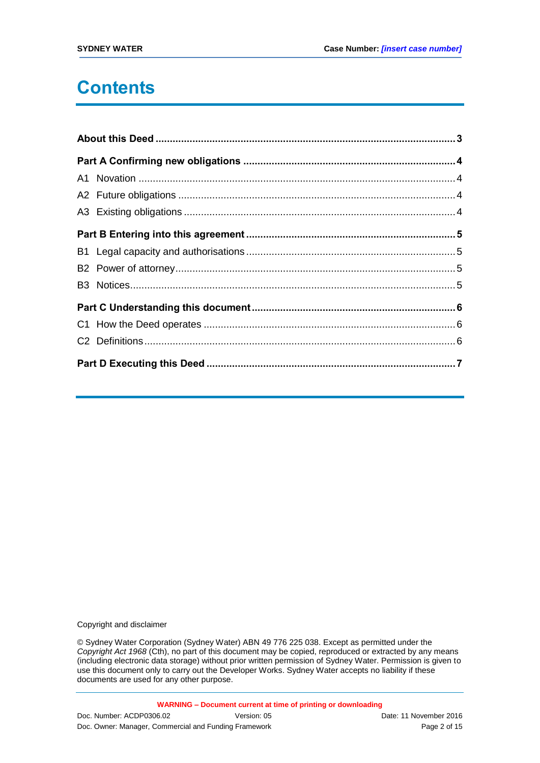# Contents

**About this Deed** ......... **3**

**Part A Confirming new obligations** ......... **4**

A1 Novation ......... 4

A2 Future obligations ......... 4

A3 Existing obligations ......... 4

**Part B Entering into this agreement** ......... **5**

B1 Legal capacity and authorisations ......... 5

B2 Power of attorney ......... 5

B3 Notices ......... 5

**Part C Understanding this document** ......... **6**

C1 How the Deed operates ......... 6

C2 Definitions ......... 6

**Part D Executing this Deed** ......... **7**

Copyright and disclaimer

© Sydney Water Corporation (Sydney Water) ABN 49 776 225 038. Except as permitted under the *Copyright Act 1968* (Cth), no part of this document may be copied, reproduced or extracted by any means (including electronic data storage) without prior written permission of Sydney Water. Permission is given to use this document only to carry out the Developer Works. Sydney Water accepts no liability if these documents are used for any other purpose.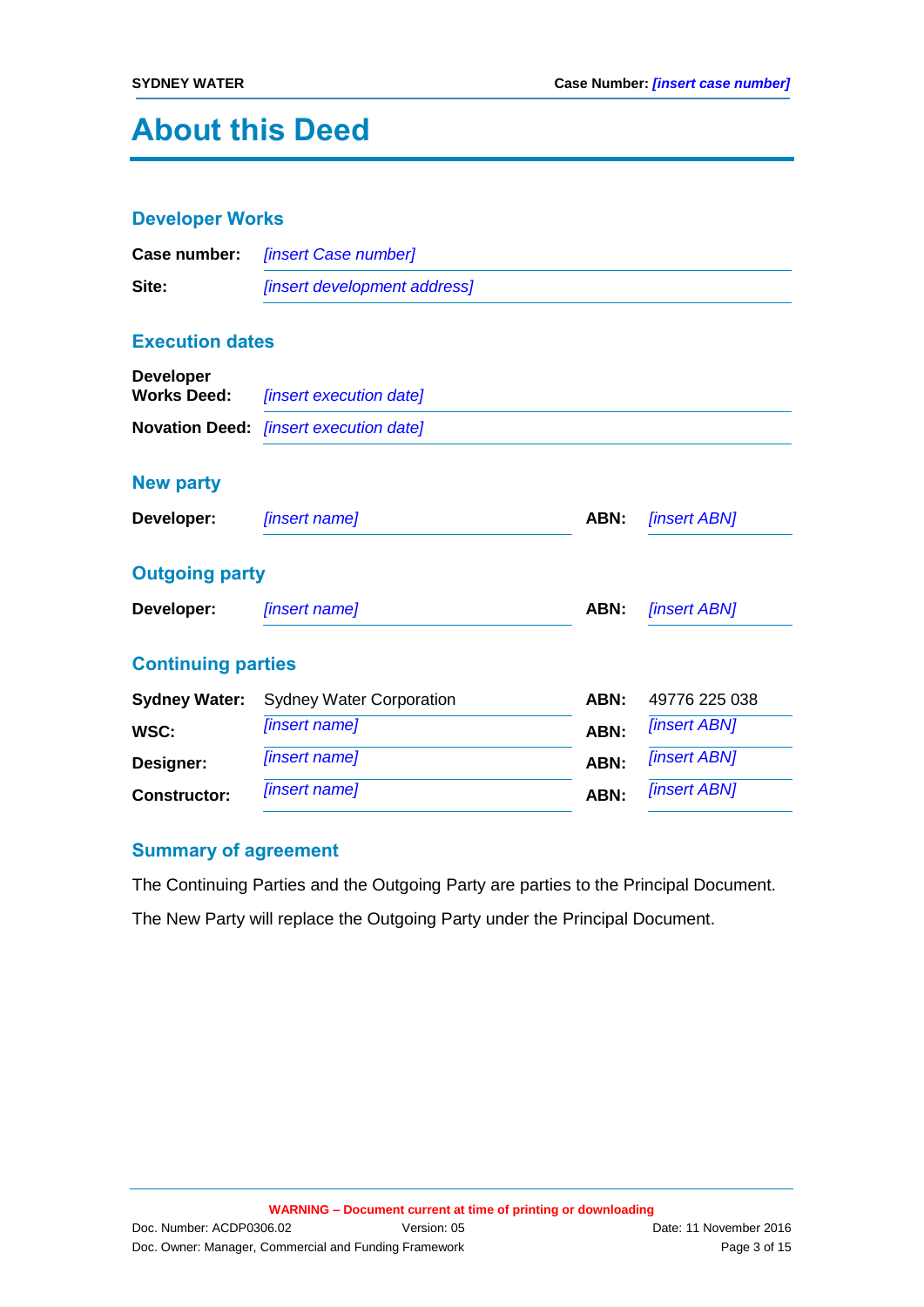# About this Deed

## Developer Works

**Case number:** *[insert Case number]*

**Site:** *[insert development address]*

## Execution dates

**Developer Works Deed:** *[insert execution date]*

**Novation Deed:** *[insert execution date]*

## New party

| | | | |
|---|---|---|---|
| **Developer:** | *[insert name]* | **ABN:** | *[insert ABN]* |

## Outgoing party

| | | | |
|---|---|---|---|
| **Developer:** | *[insert name]* | **ABN:** | *[insert ABN]* |

## Continuing parties

| | | | |
|---|---|---|---|
| **Sydney Water:** | Sydney Water Corporation | **ABN:** | 49776 225 038 |
| **WSC:** | *[insert name]* | **ABN:** | *[insert ABN]* |
| **Designer:** | *[insert name]* | **ABN:** | *[insert ABN]* |
| **Constructor:** | *[insert name]* | **ABN:** | *[insert ABN]* |

## Summary of agreement

The Continuing Parties and the Outgoing Party are parties to the Principal Document.

The New Party will replace the Outgoing Party under the Principal Document.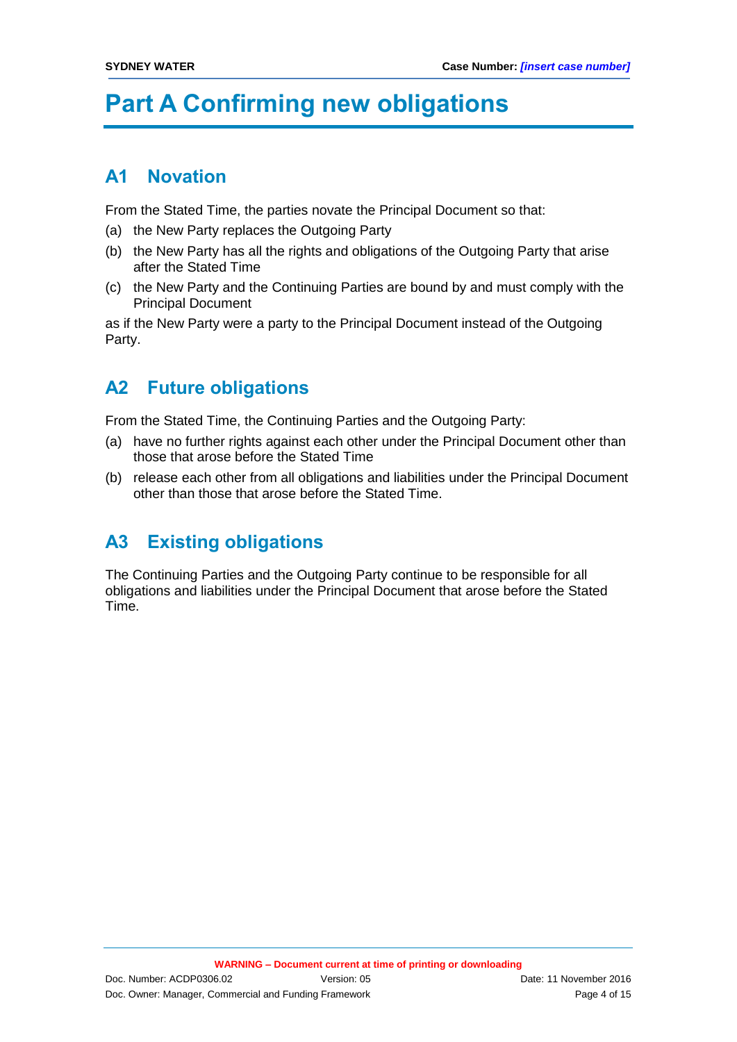# Part A Confirming new obligations

## A1 Novation

From the Stated Time, the parties novate the Principal Document so that:

(a) the New Party replaces the Outgoing Party

(b) the New Party has all the rights and obligations of the Outgoing Party that arise after the Stated Time

(c) the New Party and the Continuing Parties are bound by and must comply with the Principal Document

as if the New Party were a party to the Principal Document instead of the Outgoing Party.

## A2 Future obligations

From the Stated Time, the Continuing Parties and the Outgoing Party:

(a) have no further rights against each other under the Principal Document other than those that arose before the Stated Time

(b) release each other from all obligations and liabilities under the Principal Document other than those that arose before the Stated Time.

## A3 Existing obligations

The Continuing Parties and the Outgoing Party continue to be responsible for all obligations and liabilities under the Principal Document that arose before the Stated Time.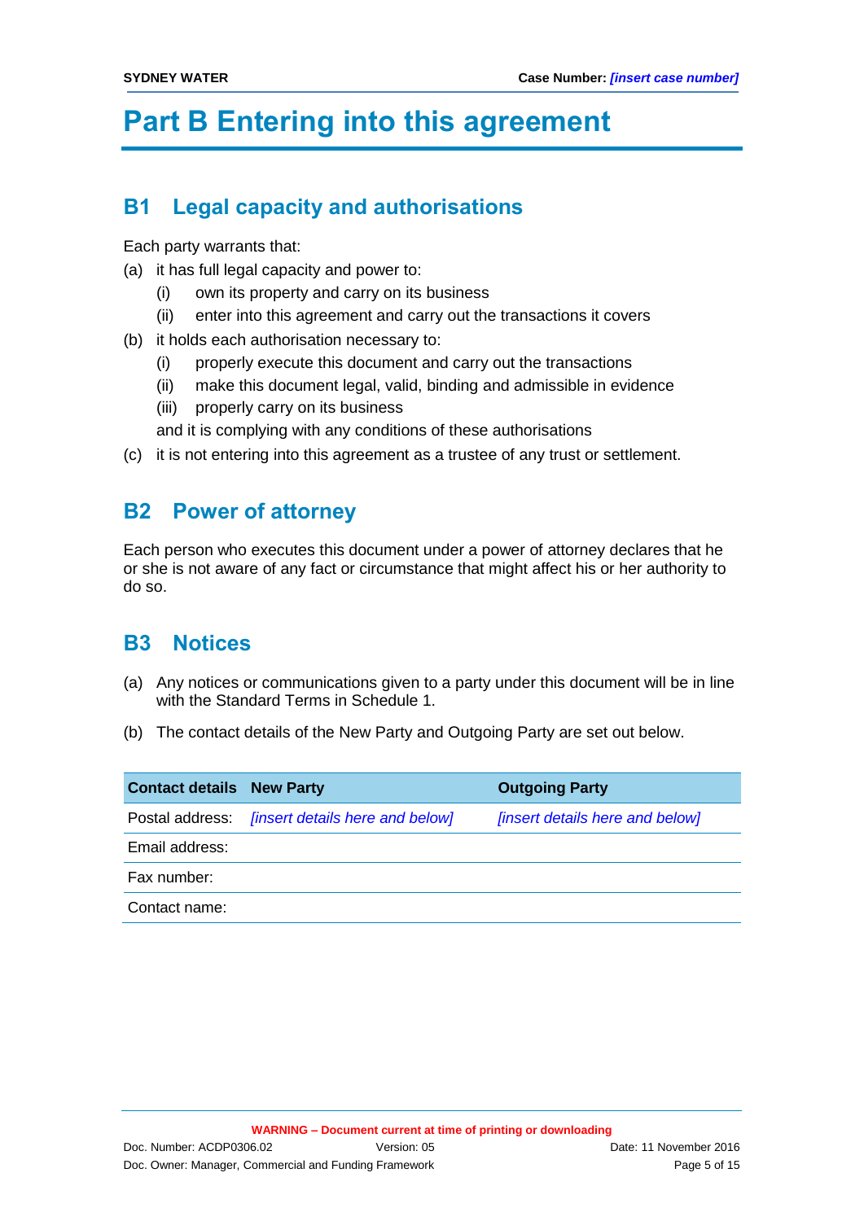# Part B Entering into this agreement

## B1 Legal capacity and authorisations

Each party warrants that:

(a) it has full legal capacity and power to:

- (i) own its property and carry on its business
- (ii) enter into this agreement and carry out the transactions it covers

(b) it holds each authorisation necessary to:

- (i) properly execute this document and carry out the transactions
- (ii) make this document legal, valid, binding and admissible in evidence
- (iii) properly carry on its business

and it is complying with any conditions of these authorisations

(c) it is not entering into this agreement as a trustee of any trust or settlement.

## B2 Power of attorney

Each person who executes this document under a power of attorney declares that he or she is not aware of any fact or circumstance that might affect his or her authority to do so.

## B3 Notices

(a) Any notices or communications given to a party under this document will be in line with the Standard Terms in Schedule 1.

(b) The contact details of the New Party and Outgoing Party are set out below.

| Contact details | New Party | Outgoing Party |
|---|---|---|
| Postal address: | *[insert details here and below]* | *[insert details here and below]* |
| Email address: | | |
| Fax number: | | |
| Contact name: | | |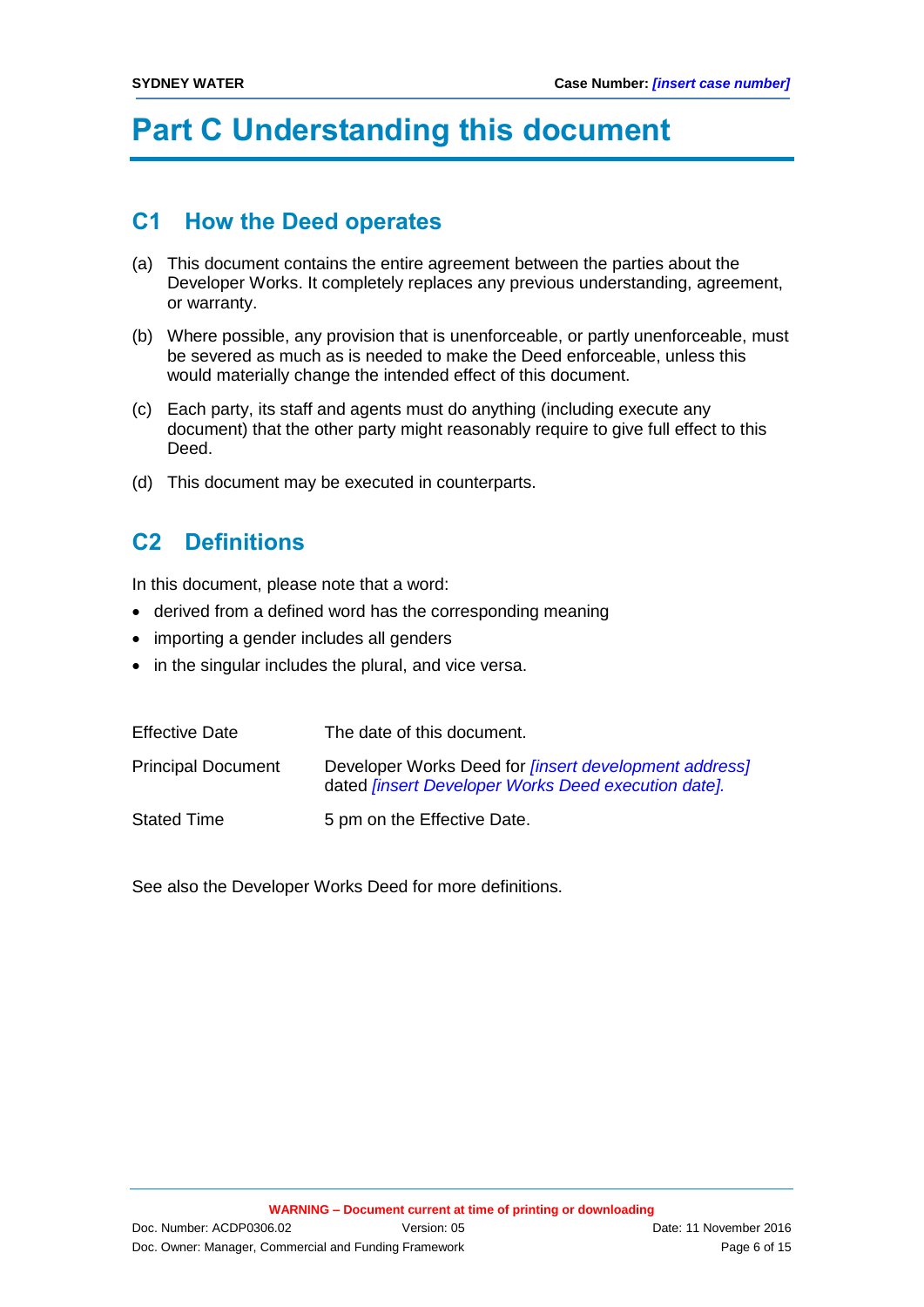# Part C Understanding this document

## C1 How the Deed operates

(a) This document contains the entire agreement between the parties about the Developer Works. It completely replaces any previous understanding, agreement, or warranty.

(b) Where possible, any provision that is unenforceable, or partly unenforceable, must be severed as much as is needed to make the Deed enforceable, unless this would materially change the intended effect of this document.

(c) Each party, its staff and agents must do anything (including execute any document) that the other party might reasonably require to give full effect to this Deed.

(d) This document may be executed in counterparts.

## C2 Definitions

In this document, please note that a word:

- derived from a defined word has the corresponding meaning
- importing a gender includes all genders
- in the singular includes the plural, and vice versa.

| | |
|---|---|
| Effective Date | The date of this document. |
| Principal Document | Developer Works Deed for *[insert development address]* dated *[insert Developer Works Deed execution date].* |
| Stated Time | 5 pm on the Effective Date. |

See also the Developer Works Deed for more definitions.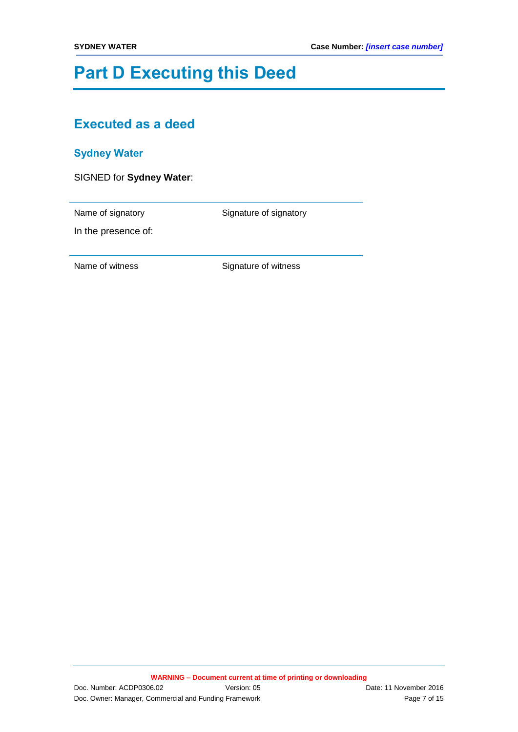# Part D Executing this Deed

## Executed as a deed

### Sydney Water

SIGNED for **Sydney Water**:

| Name of signatory | Signature of signatory |
|---|---|

In the presence of:

| Name of witness | Signature of witness |
|---|---|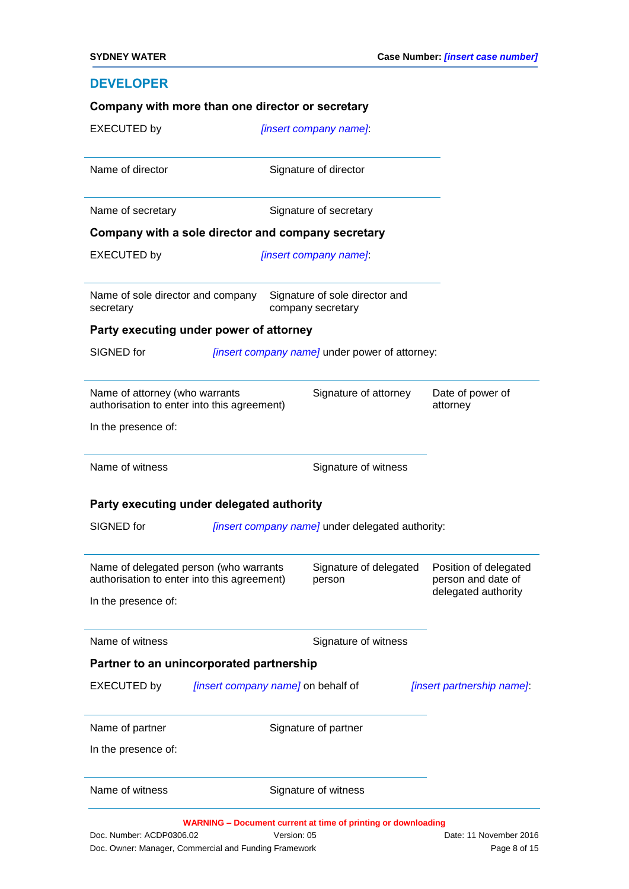## DEVELOPER

**Company with more than one director or secretary**

EXECUTED by *[insert company name]*:

| | |
|---|---|
| Name of director | Signature of director |
| Name of secretary | Signature of secretary |

**Company with a sole director and company secretary**

EXECUTED by *[insert company name]*:

| | |
|---|---|
| Name of sole director and company secretary | Signature of sole director and company secretary |

**Party executing under power of attorney**

SIGNED for *[insert company name]* under power of attorney:

| | | |
|---|---|---|
| Name of attorney (who warrants authorisation to enter into this agreement) | Signature of attorney | Date of power of attorney |

In the presence of:

| | |
|---|---|
| Name of witness | Signature of witness |

**Party executing under delegated authority**

SIGNED for *[insert company name]* under delegated authority:

| | | |
|---|---|---|
| Name of delegated person (who warrants authorisation to enter into this agreement) | Signature of delegated person | Position of delegated person and date of delegated authority |

In the presence of:

| | |
|---|---|
| Name of witness | Signature of witness |

**Partner to an unincorporated partnership**

EXECUTED by *[insert company name]* on behalf of *[insert partnership name]*:

| | |
|---|---|
| Name of partner | Signature of partner |

In the presence of:

| | |
|---|---|
| Name of witness | Signature of witness |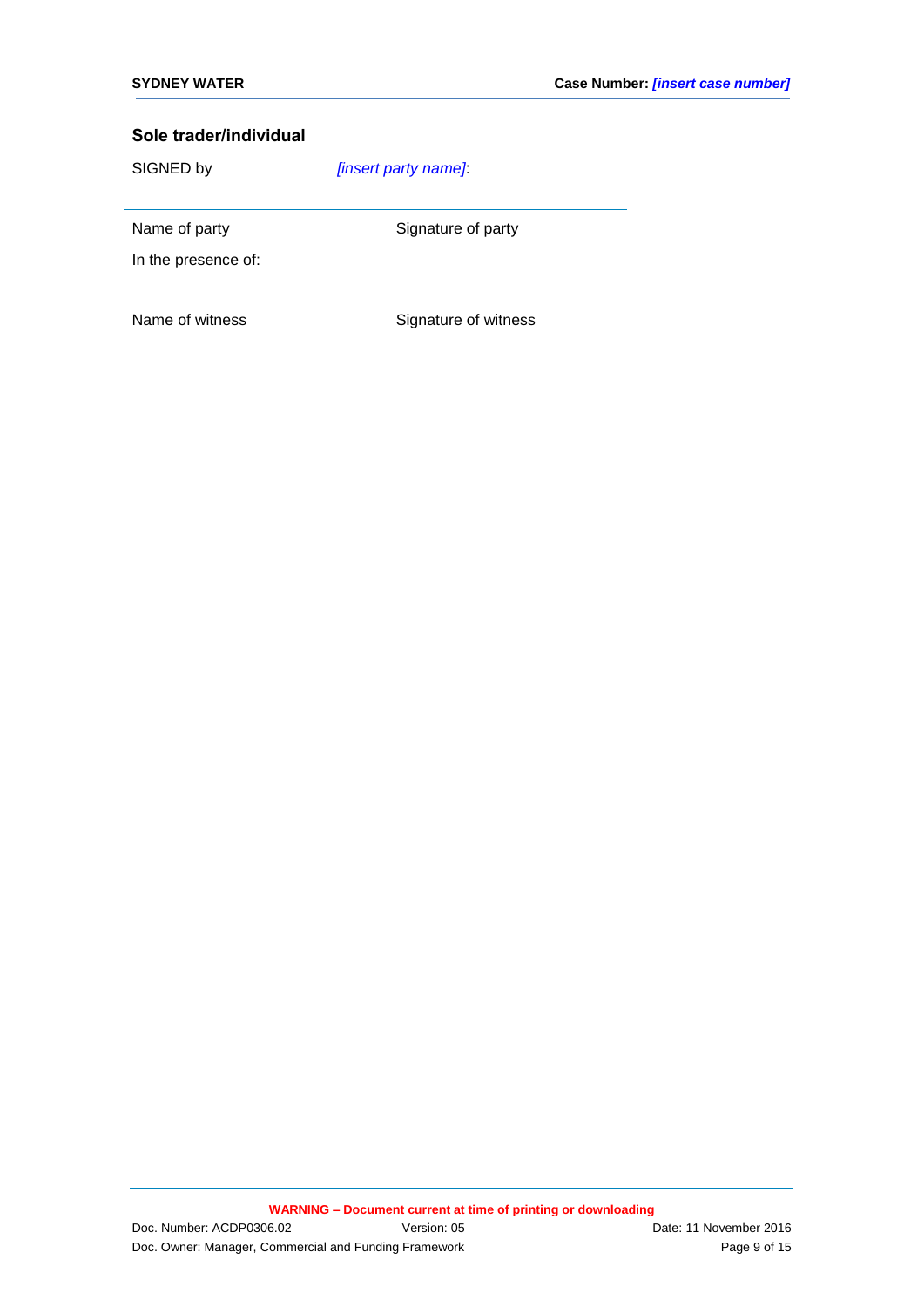### Sole trader/individual

SIGNED by *[insert party name]*:

| | |
|---|---|
| Name of party | Signature of party |

In the presence of:

| | |
|---|---|
| Name of witness | Signature of witness |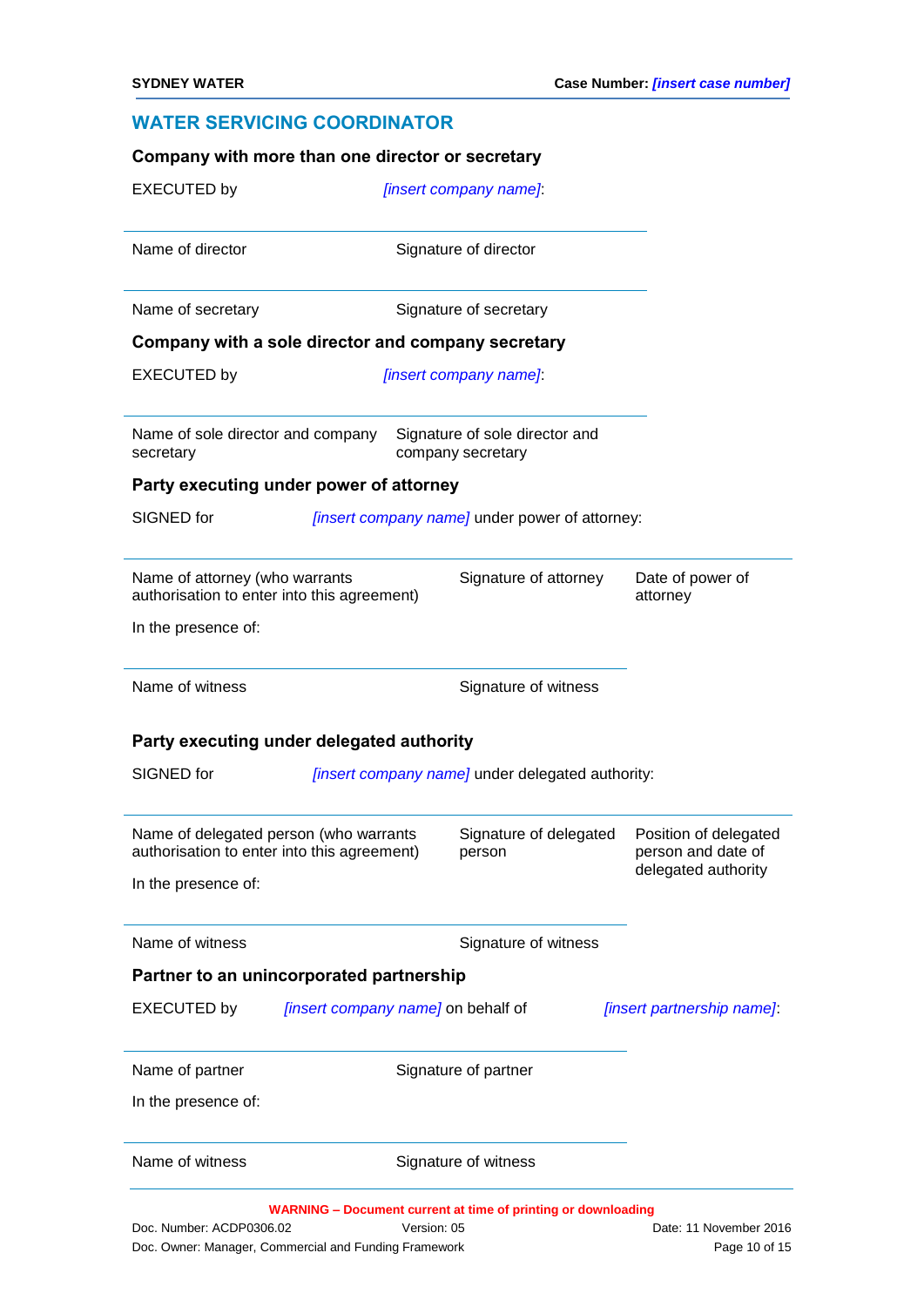## WATER SERVICING COORDINATOR

**Company with more than one director or secretary**

EXECUTED by *[insert company name]*:

| | |
|---|---|
| Name of director | Signature of director |
| Name of secretary | Signature of secretary |

**Company with a sole director and company secretary**

EXECUTED by *[insert company name]*:

| | |
|---|---|
| Name of sole director and company secretary | Signature of sole director and company secretary |

**Party executing under power of attorney**

SIGNED for *[insert company name]* under power of attorney:

| | | |
|---|---|---|
| Name of attorney (who warrants authorisation to enter into this agreement) | Signature of attorney | Date of power of attorney |

In the presence of:

| | |
|---|---|
| Name of witness | Signature of witness |

**Party executing under delegated authority**

SIGNED for *[insert company name]* under delegated authority:

| | | |
|---|---|---|
| Name of delegated person (who warrants authorisation to enter into this agreement) | Signature of delegated person | Position of delegated person and date of delegated authority |

In the presence of:

| | |
|---|---|
| Name of witness | Signature of witness |

**Partner to an unincorporated partnership**

EXECUTED by *[insert company name]* on behalf of *[insert partnership name]*:

| | |
|---|---|
| Name of partner | Signature of partner |

In the presence of:

| | |
|---|---|
| Name of witness | Signature of witness |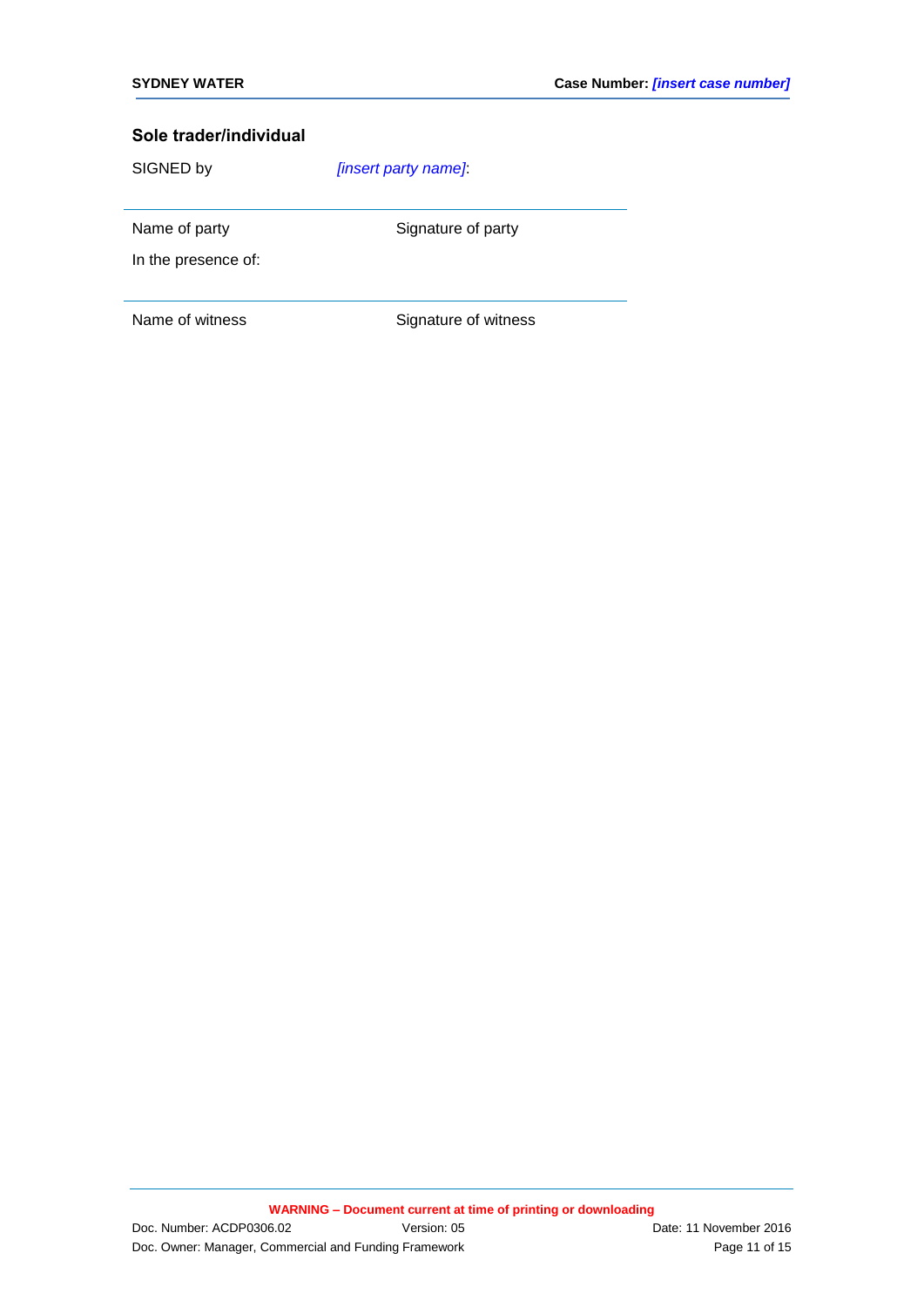### Sole trader/individual

SIGNED by *[insert party name]*:

| | |
|---|---|
| Name of party | Signature of party |

In the presence of:

| | |
|---|---|
| Name of witness | Signature of witness |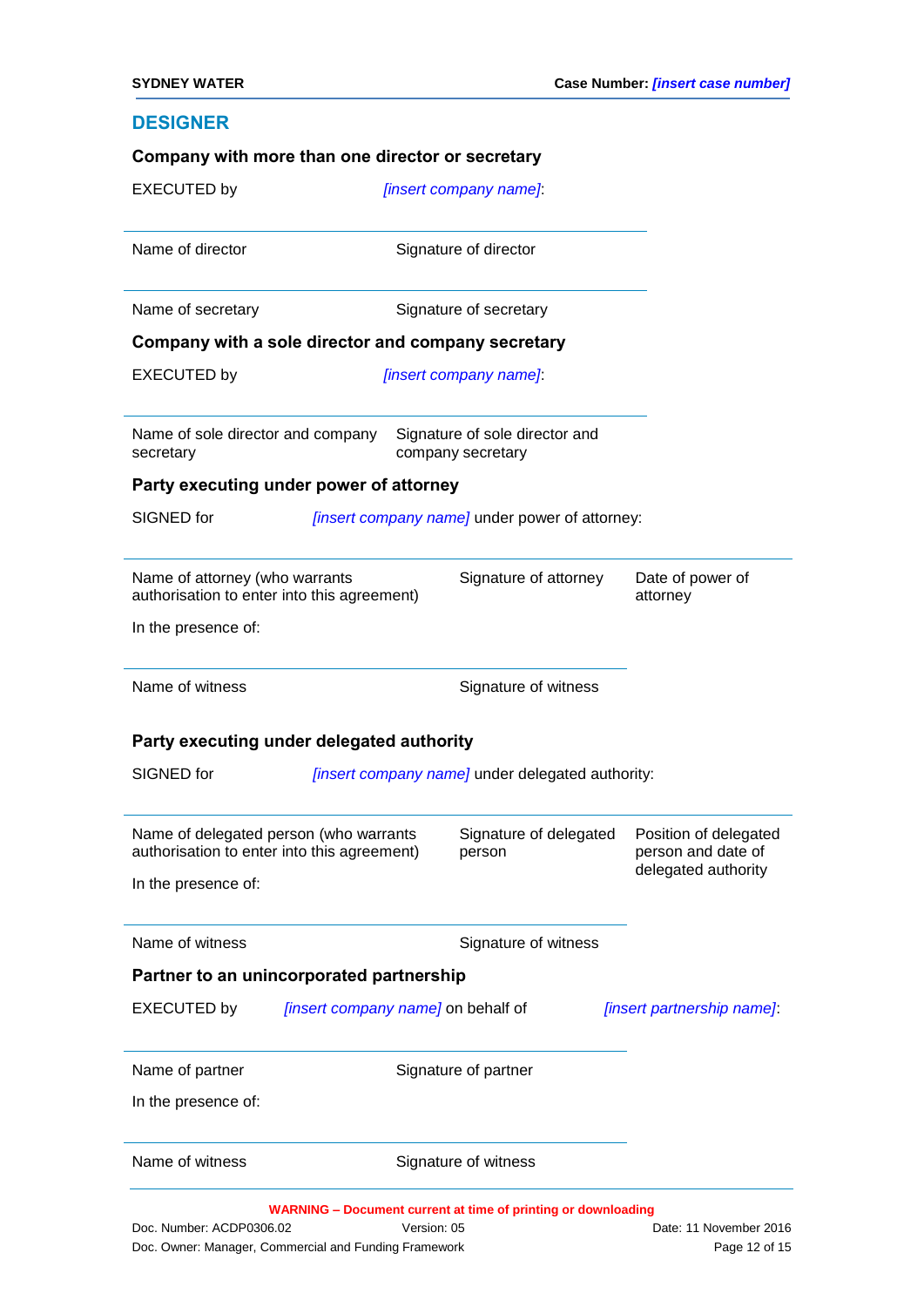## DESIGNER

**Company with more than one director or secretary**

EXECUTED by *[insert company name]*:

| | |
|---|---|
| Name of director | Signature of director |
| Name of secretary | Signature of secretary |

**Company with a sole director and company secretary**

EXECUTED by *[insert company name]*:

| | |
|---|---|
| Name of sole director and company secretary | Signature of sole director and company secretary |

**Party executing under power of attorney**

SIGNED for *[insert company name]* under power of attorney:

| | | |
|---|---|---|
| Name of attorney (who warrants authorisation to enter into this agreement) | Signature of attorney | Date of power of attorney |

In the presence of:

| | |
|---|---|
| Name of witness | Signature of witness |

**Party executing under delegated authority**

SIGNED for *[insert company name]* under delegated authority:

| | | |
|---|---|---|
| Name of delegated person (who warrants authorisation to enter into this agreement) | Signature of delegated person | Position of delegated person and date of delegated authority |

In the presence of:

| | |
|---|---|
| Name of witness | Signature of witness |

**Partner to an unincorporated partnership**

EXECUTED by *[insert company name]* on behalf of *[insert partnership name]*:

| | |
|---|---|
| Name of partner | Signature of partner |

In the presence of:

| | |
|---|---|
| Name of witness | Signature of witness |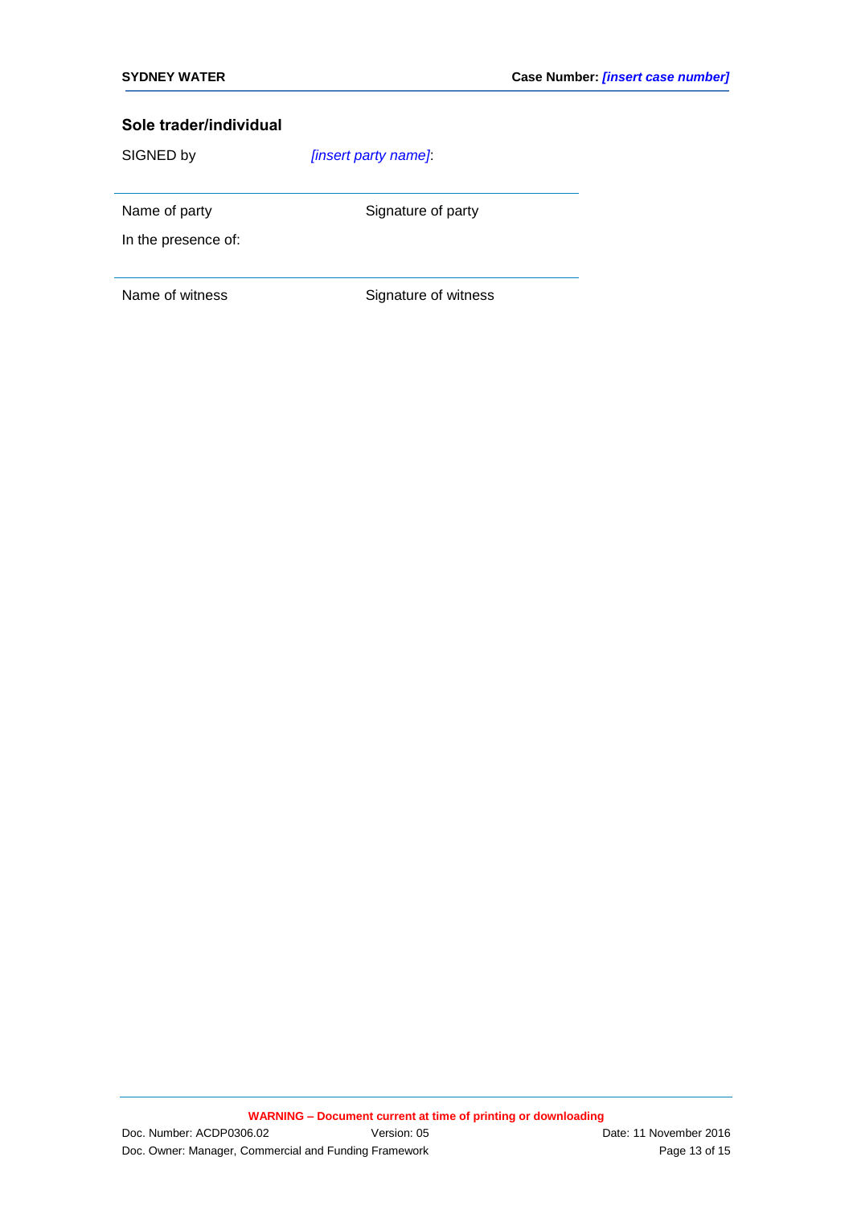### Sole trader/individual

SIGNED by *[insert party name]*:

| | |
|---|---|
| Name of party | Signature of party |

In the presence of:

| | |
|---|---|
| Name of witness | Signature of witness |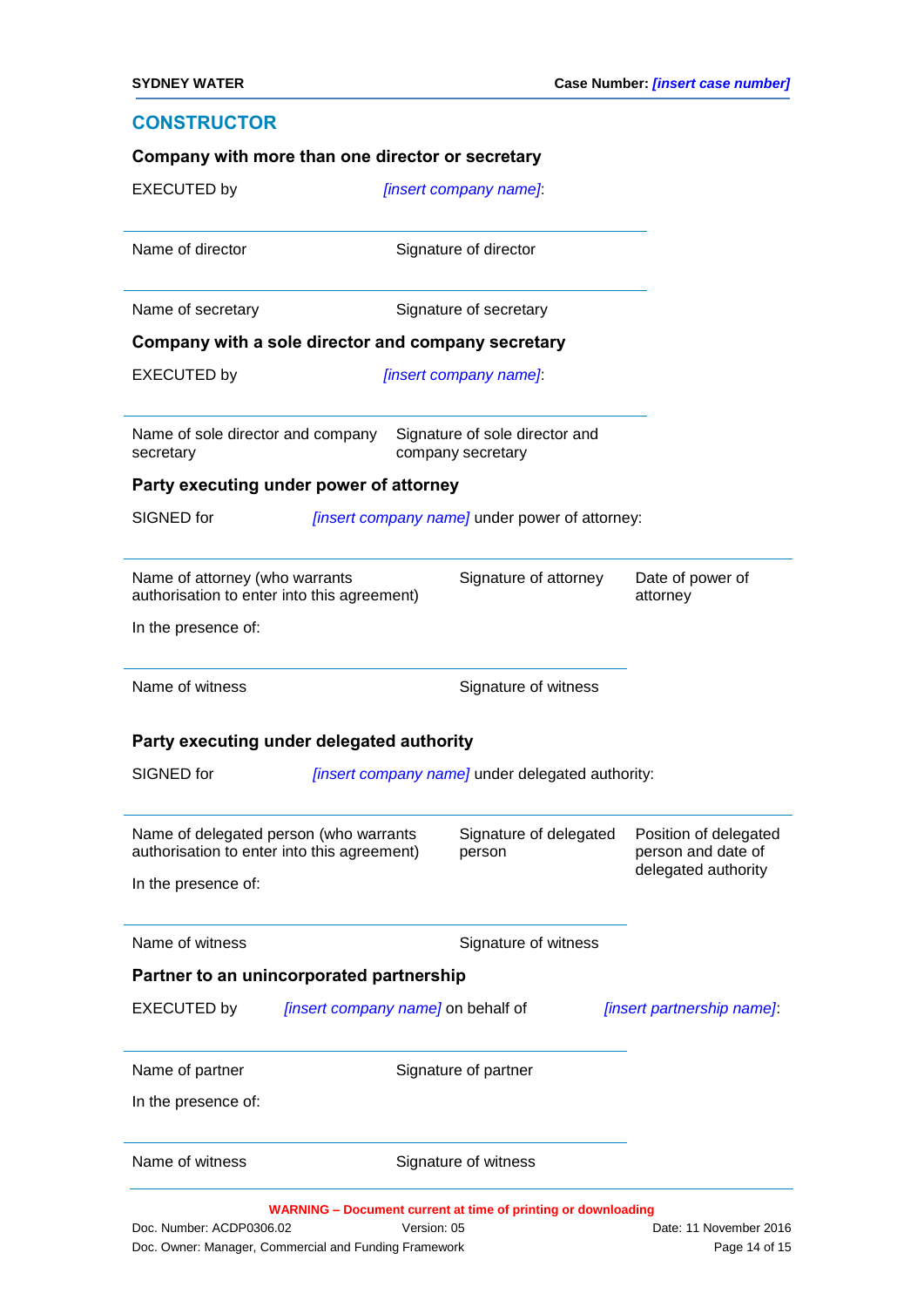## CONSTRUCTOR

**Company with more than one director or secretary**

EXECUTED by *[insert company name]*:

| | |
|---|---|
| Name of director | Signature of director |
| Name of secretary | Signature of secretary |

**Company with a sole director and company secretary**

EXECUTED by *[insert company name]*:

| | |
|---|---|
| Name of sole director and company secretary | Signature of sole director and company secretary |

**Party executing under power of attorney**

SIGNED for *[insert company name]* under power of attorney:

| | | |
|---|---|---|
| Name of attorney (who warrants authorisation to enter into this agreement) | Signature of attorney | Date of power of attorney |

In the presence of:

| | |
|---|---|
| Name of witness | Signature of witness |

**Party executing under delegated authority**

SIGNED for *[insert company name]* under delegated authority:

| | | |
|---|---|---|
| Name of delegated person (who warrants authorisation to enter into this agreement) | Signature of delegated person | Position of delegated person and date of delegated authority |

In the presence of:

| | |
|---|---|
| Name of witness | Signature of witness |

**Partner to an unincorporated partnership**

EXECUTED by *[insert company name]* on behalf of *[insert partnership name]*:

| | |
|---|---|
| Name of partner | Signature of partner |

In the presence of:

| | |
|---|---|
| Name of witness | Signature of witness |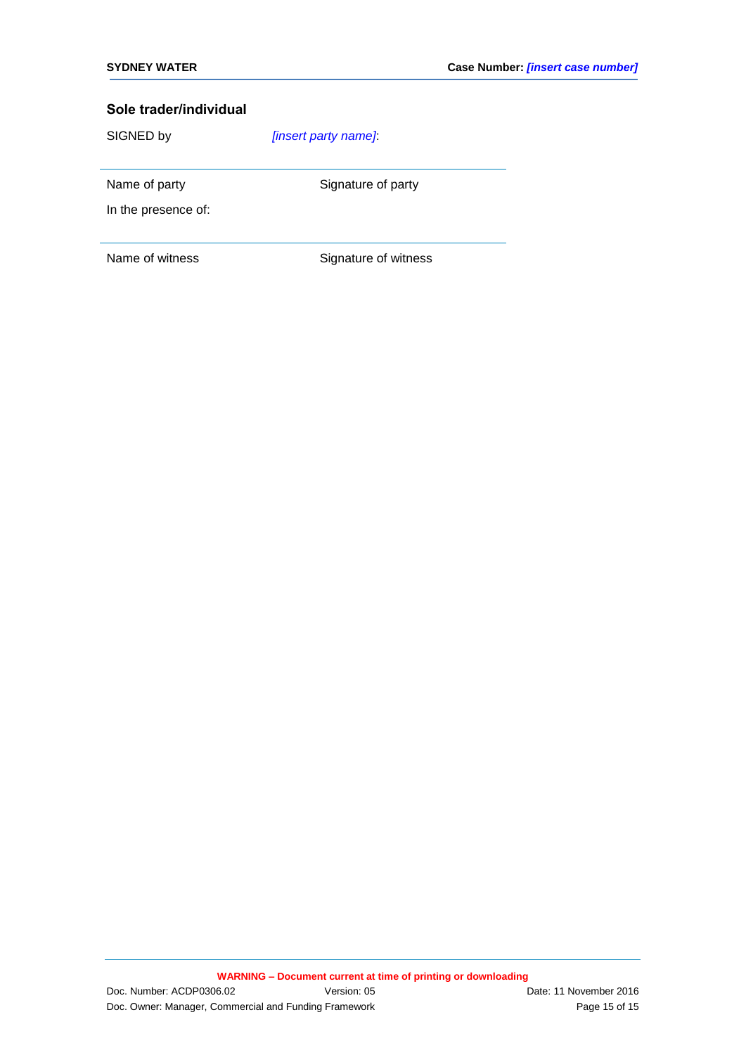### Sole trader/individual

SIGNED by *[insert party name]*:

| | |
|---|---|
| Name of party | Signature of party |

In the presence of:

| | |
|---|---|
| Name of witness | Signature of witness |